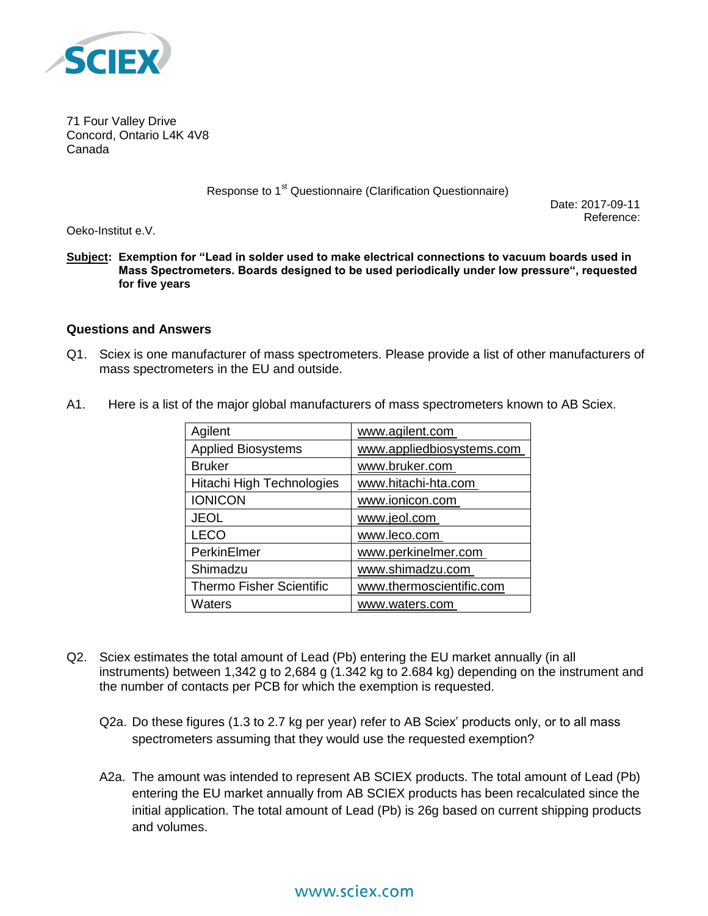71 Four Valley Drive
Concord, Ontario L4K 4V8
Canada

Response to 1st Questionnaire (Clarification Questionnaire)

Date: 2017-09-11
Reference:

Oeko-Institut e.V.

**Subject: Exemption for "Lead in solder used to make electrical connections to vacuum boards used in Mass Spectrometers. Boards designed to be used periodically under low pressure", requested for five years**

### Questions and Answers

Q1. Sciex is one manufacturer of mass spectrometers. Please provide a list of other manufacturers of mass spectrometers in the EU and outside.

A1. Here is a list of the major global manufacturers of mass spectrometers known to AB Sciex.

| Manufacturer | Website |
|---|---|
| Agilent | www.agilent.com |
| Applied Biosystems | www.appliedbiosystems.com |
| Bruker | www.bruker.com |
| Hitachi High Technologies | www.hitachi-hta.com |
| IONICON | www.ionicon.com |
| JEOL | www.jeol.com |
| LECO | www.leco.com |
| PerkinElmer | www.perkinelmer.com |
| Shimadzu | www.shimadzu.com |
| Thermo Fisher Scientific | www.thermoscientific.com |
| Waters | www.waters.com |

Q2. Sciex estimates the total amount of Lead (Pb) entering the EU market annually (in all instruments) between 1,342 g to 2,684 g (1.342 kg to 2.684 kg) depending on the instrument and the number of contacts per PCB for which the exemption is requested.

Q2a. Do these figures (1.3 to 2.7 kg per year) refer to AB Sciex' products only, or to all mass spectrometers assuming that they would use the requested exemption?

A2a. The amount was intended to represent AB SCIEX products. The total amount of Lead (Pb) entering the EU market annually from AB SCIEX products has been recalculated since the initial application. The total amount of Lead (Pb) is 26g based on current shipping products and volumes.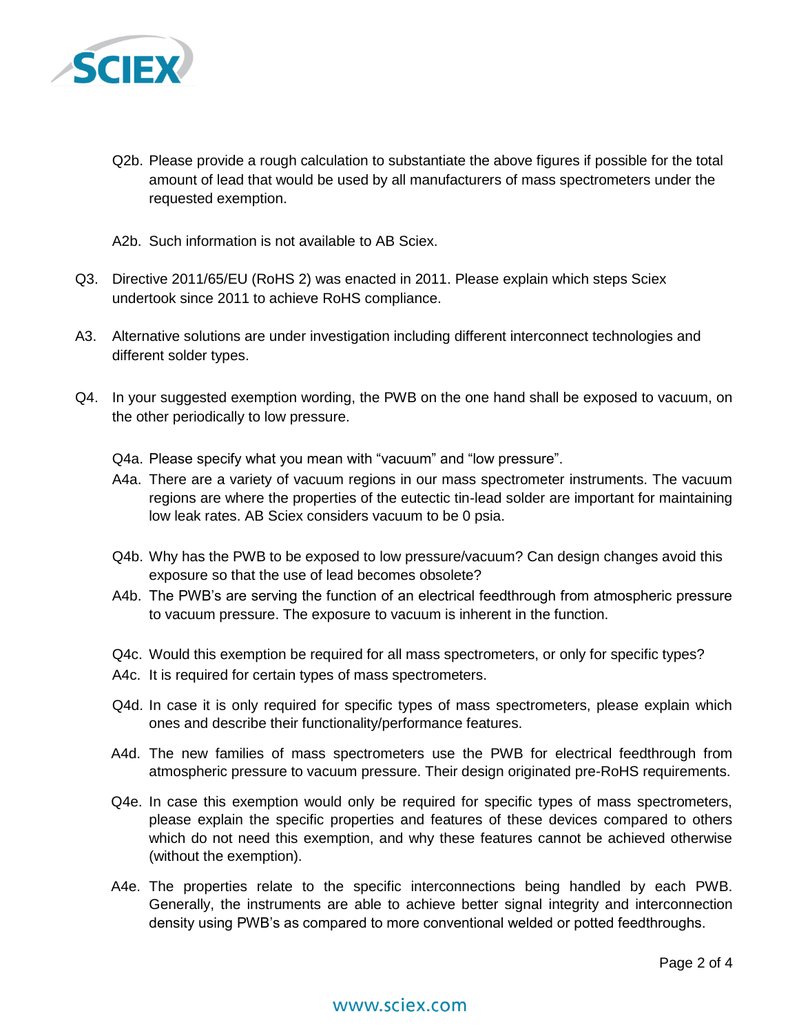Q2b. Please provide a rough calculation to substantiate the above figures if possible for the total amount of lead that would be used by all manufacturers of mass spectrometers under the requested exemption.

A2b. Such information is not available to AB Sciex.

Q3. Directive 2011/65/EU (RoHS 2) was enacted in 2011. Please explain which steps Sciex undertook since 2011 to achieve RoHS compliance.

A3. Alternative solutions are under investigation including different interconnect technologies and different solder types.

Q4. In your suggested exemption wording, the PWB on the one hand shall be exposed to vacuum, on the other periodically to low pressure.

Q4a. Please specify what you mean with "vacuum" and "low pressure".

A4a. There are a variety of vacuum regions in our mass spectrometer instruments. The vacuum regions are where the properties of the eutectic tin-lead solder are important for maintaining low leak rates. AB Sciex considers vacuum to be 0 psia.

Q4b. Why has the PWB to be exposed to low pressure/vacuum? Can design changes avoid this exposure so that the use of lead becomes obsolete?

A4b. The PWB's are serving the function of an electrical feedthrough from atmospheric pressure to vacuum pressure. The exposure to vacuum is inherent in the function.

Q4c. Would this exemption be required for all mass spectrometers, or only for specific types?

A4c. It is required for certain types of mass spectrometers.

Q4d. In case it is only required for specific types of mass spectrometers, please explain which ones and describe their functionality/performance features.

A4d. The new families of mass spectrometers use the PWB for electrical feedthrough from atmospheric pressure to vacuum pressure. Their design originated pre-RoHS requirements.

Q4e. In case this exemption would only be required for specific types of mass spectrometers, please explain the specific properties and features of these devices compared to others which do not need this exemption, and why these features cannot be achieved otherwise (without the exemption).

A4e. The properties relate to the specific interconnections being handled by each PWB. Generally, the instruments are able to achieve better signal integrity and interconnection density using PWB's as compared to more conventional welded or potted feedthroughs.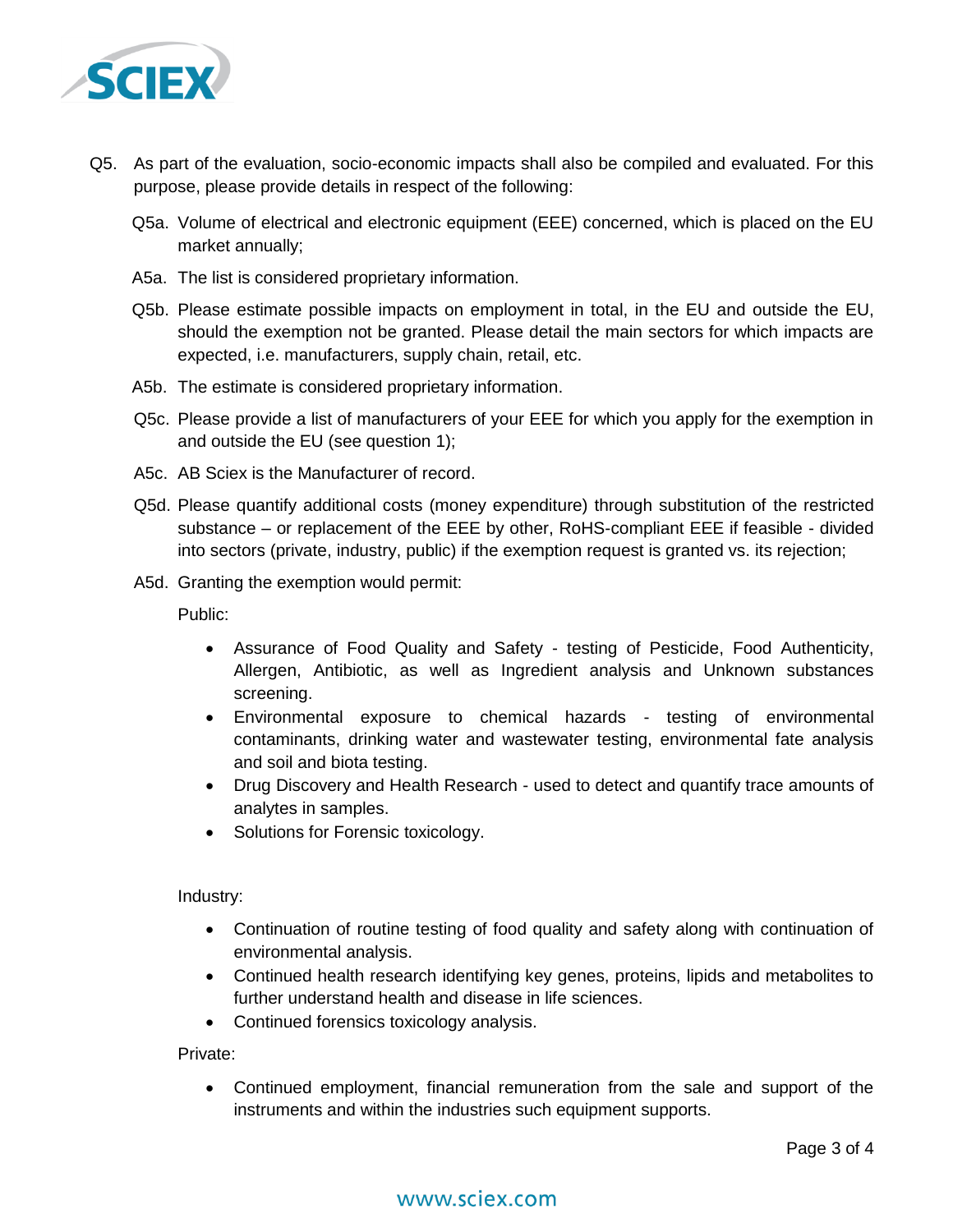Q5. As part of the evaluation, socio-economic impacts shall also be compiled and evaluated. For this purpose, please provide details in respect of the following:

Q5a. Volume of electrical and electronic equipment (EEE) concerned, which is placed on the EU market annually;

A5a. The list is considered proprietary information.

Q5b. Please estimate possible impacts on employment in total, in the EU and outside the EU, should the exemption not be granted. Please detail the main sectors for which impacts are expected, i.e. manufacturers, supply chain, retail, etc.

A5b. The estimate is considered proprietary information.

Q5c. Please provide a list of manufacturers of your EEE for which you apply for the exemption in and outside the EU (see question 1);

A5c. AB Sciex is the Manufacturer of record.

Q5d. Please quantify additional costs (money expenditure) through substitution of the restricted substance – or replacement of the EEE by other, RoHS-compliant EEE if feasible - divided into sectors (private, industry, public) if the exemption request is granted vs. its rejection;

A5d. Granting the exemption would permit:

Public:

- Assurance of Food Quality and Safety - testing of Pesticide, Food Authenticity, Allergen, Antibiotic, as well as Ingredient analysis and Unknown substances screening.
- Environmental exposure to chemical hazards - testing of environmental contaminants, drinking water and wastewater testing, environmental fate analysis and soil and biota testing.
- Drug Discovery and Health Research - used to detect and quantify trace amounts of analytes in samples.
- Solutions for Forensic toxicology.

Industry:

- Continuation of routine testing of food quality and safety along with continuation of environmental analysis.
- Continued health research identifying key genes, proteins, lipids and metabolites to further understand health and disease in life sciences.
- Continued forensics toxicology analysis.

Private:

- Continued employment, financial remuneration from the sale and support of the instruments and within the industries such equipment supports.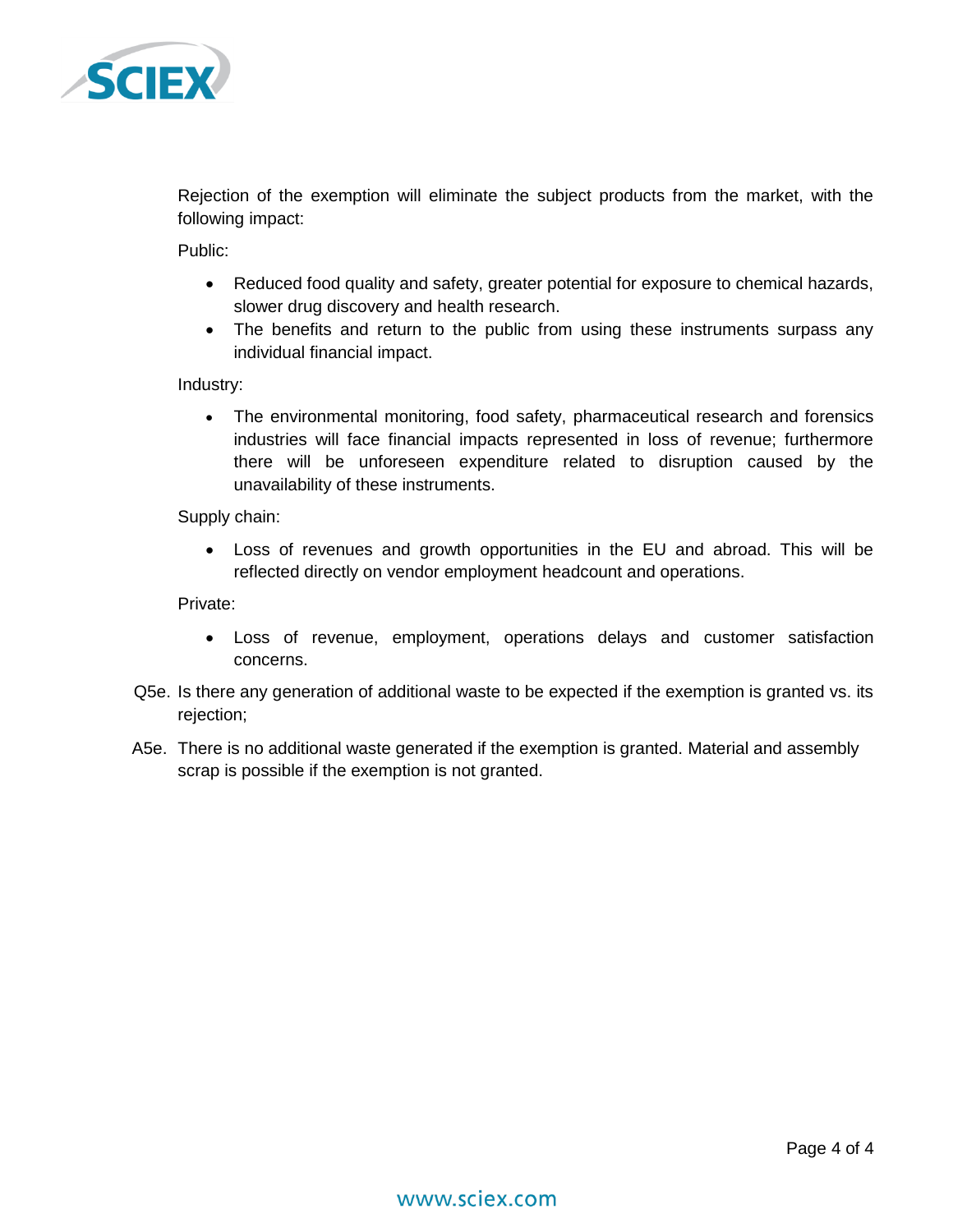Rejection of the exemption will eliminate the subject products from the market, with the following impact:

Public:

- Reduced food quality and safety, greater potential for exposure to chemical hazards, slower drug discovery and health research.
- The benefits and return to the public from using these instruments surpass any individual financial impact.

Industry:

- The environmental monitoring, food safety, pharmaceutical research and forensics industries will face financial impacts represented in loss of revenue; furthermore there will be unforeseen expenditure related to disruption caused by the unavailability of these instruments.

Supply chain:

- Loss of revenues and growth opportunities in the EU and abroad. This will be reflected directly on vendor employment headcount and operations.

Private:

- Loss of revenue, employment, operations delays and customer satisfaction concerns.

Q5e. Is there any generation of additional waste to be expected if the exemption is granted vs. its rejection;

A5e. There is no additional waste generated if the exemption is granted. Material and assembly scrap is possible if the exemption is not granted.